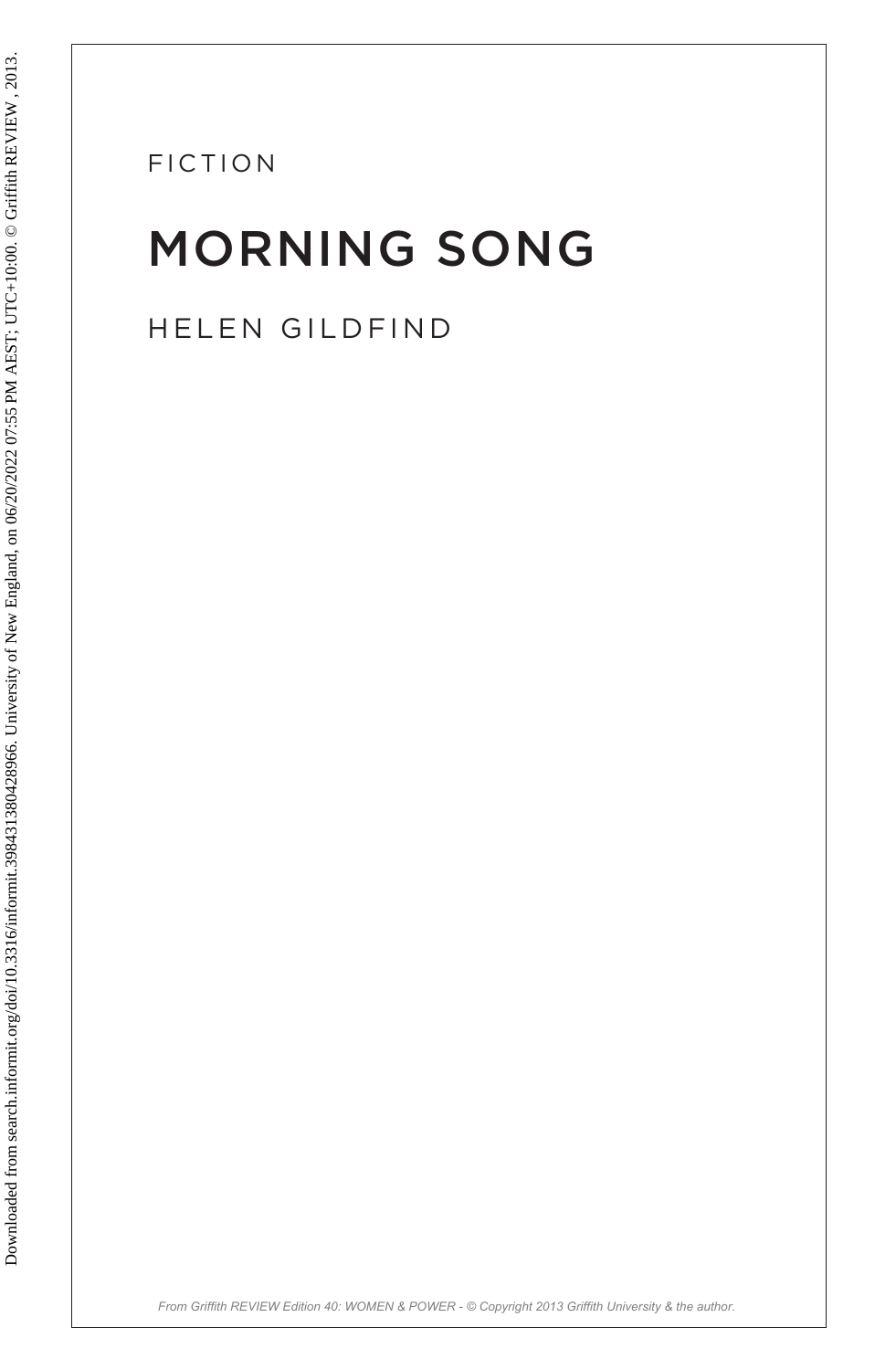FICTION

# MORNING SONG

## HELEN GILDFIND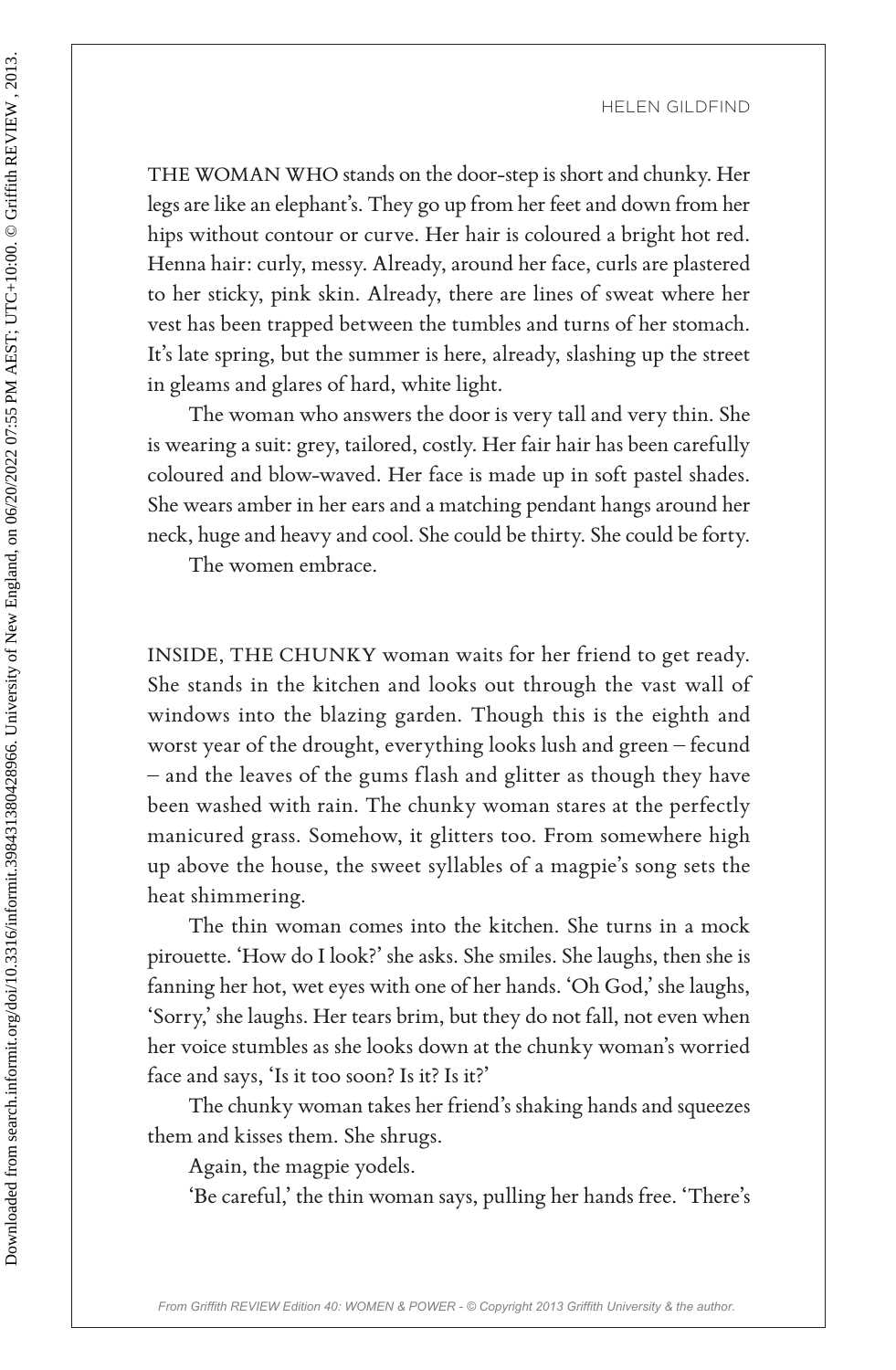THE WOMAN WHO stands on the door-step is short and chunky. Her legs are like an elephant's. They go up from her feet and down from her hips without contour or curve. Her hair is coloured a bright hot red. Henna hair: curly, messy. Already, around her face, curls are plastered to her sticky, pink skin. Already, there are lines of sweat where her vest has been trapped between the tumbles and turns of her stomach. It's late spring, but the summer is here, already, slashing up the street in gleams and glares of hard, white light.

The woman who answers the door is very tall and very thin. She is wearing a suit: grey, tailored, costly. Her fair hair has been carefully coloured and blow-waved. Her face is made up in soft pastel shades. She wears amber in her ears and a matching pendant hangs around her neck, huge and heavy and cool. She could be thirty. She could be forty.

The women embrace.

INSIDE, THE CHUNKY woman waits for her friend to get ready. She stands in the kitchen and looks out through the vast wall of windows into the blazing garden. Though this is the eighth and worst year of the drought, everything looks lush and green – fecund – and the leaves of the gums flash and glitter as though they have been washed with rain. The chunky woman stares at the perfectly manicured grass. Somehow, it glitters too. From somewhere high up above the house, the sweet syllables of a magpie's song sets the heat shimmering.

The thin woman comes into the kitchen. She turns in a mock pirouette. 'How do I look?' she asks. She smiles. She laughs, then she is fanning her hot, wet eyes with one of her hands. 'Oh God,' she laughs, 'Sorry,' she laughs. Her tears brim, but they do not fall, not even when her voice stumbles as she looks down at the chunky woman's worried face and says, 'Is it too soon? Is it? Is it?'

The chunky woman takes her friend's shaking hands and squeezes them and kisses them. She shrugs.

Again, the magpie yodels.

'Be careful,' the thin woman says, pulling her hands free. 'There's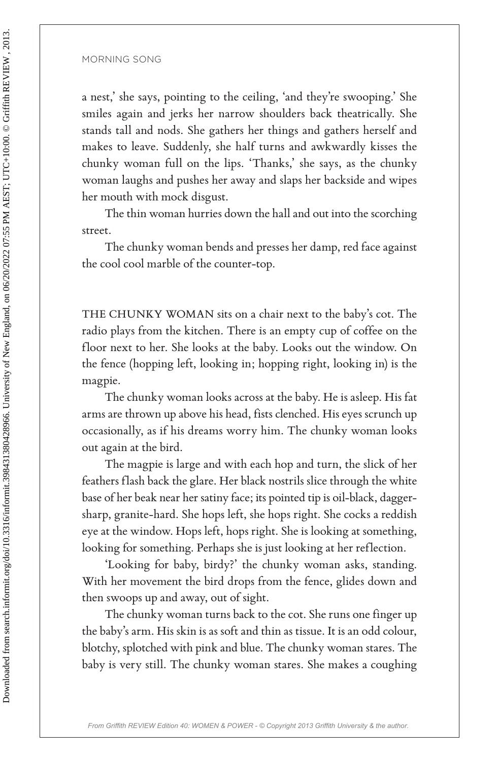a nest,' she says, pointing to the ceiling, 'and they're swooping.' She smiles again and jerks her narrow shoulders back theatrically. She stands tall and nods. She gathers her things and gathers herself and makes to leave. Suddenly, she half turns and awkwardly kisses the chunky woman full on the lips. 'Thanks,' she says, as the chunky woman laughs and pushes her away and slaps her backside and wipes her mouth with mock disgust.

The thin woman hurries down the hall and out into the scorching street.

The chunky woman bends and presses her damp, red face against the cool cool marble of the counter-top.

THE CHUNKY WOMAN sits on a chair next to the baby's cot. The radio plays from the kitchen. There is an empty cup of coffee on the floor next to her. She looks at the baby. Looks out the window. On the fence (hopping left, looking in; hopping right, looking in) is the magpie.

The chunky woman looks across at the baby. He is asleep. His fat arms are thrown up above his head, fists clenched. His eyes scrunch up occasionally, as if his dreams worry him. The chunky woman looks out again at the bird.

The magpie is large and with each hop and turn, the slick of her feathers flash back the glare. Her black nostrils slice through the white base of her beak near her satiny face; its pointed tip is oil-black, dagger-sharp, granite-hard. She hops left, she hops right. She cocks a reddish eye at the window. Hops left, hops right. She is looking at something, looking for something. Perhaps she is just looking at her reflection.

'Looking for baby, birdy?' the chunky woman asks, standing. With her movement the bird drops from the fence, glides down and then swoops up and away, out of sight.

The chunky woman turns back to the cot. She runs one finger up the baby's arm. His skin is as soft and thin as tissue. It is an odd colour, blotchy, splotched with pink and blue. The chunky woman stares. The baby is very still. The chunky woman stares. She makes a coughing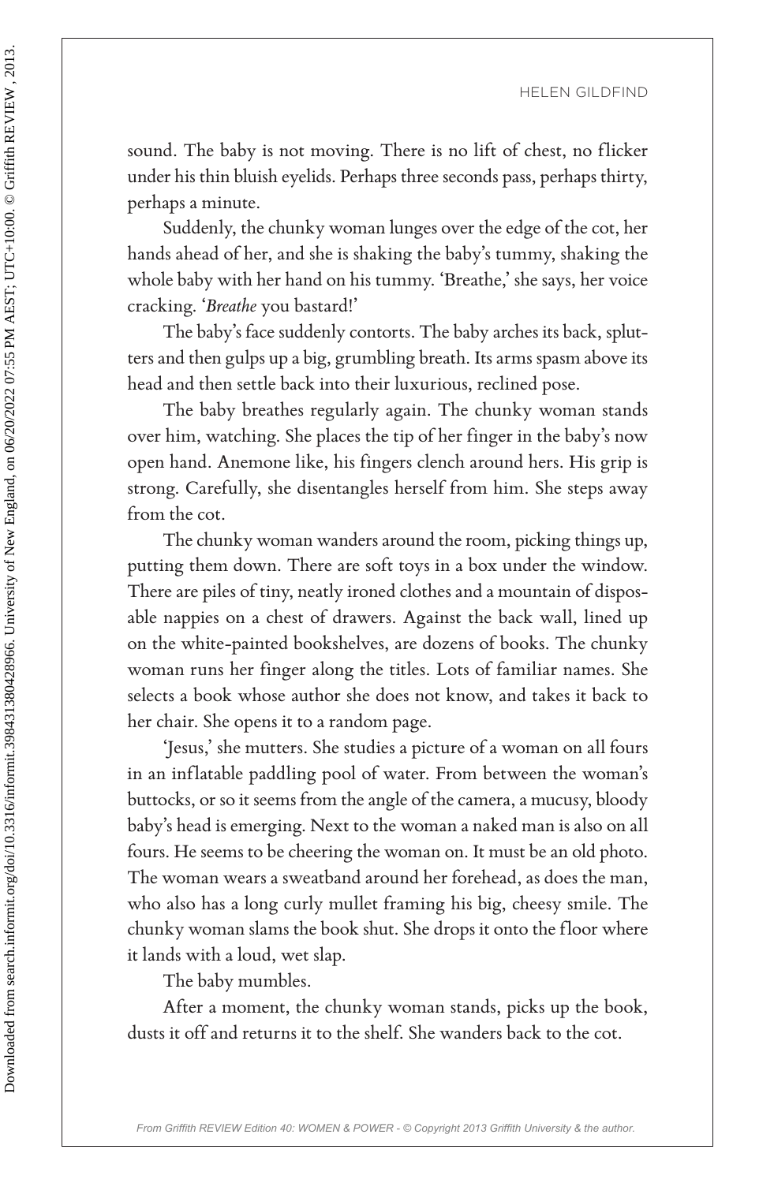sound. The baby is not moving. There is no lift of chest, no flicker under his thin bluish eyelids. Perhaps three seconds pass, perhaps thirty, perhaps a minute.

Suddenly, the chunky woman lunges over the edge of the cot, her hands ahead of her, and she is shaking the baby's tummy, shaking the whole baby with her hand on his tummy. 'Breathe,' she says, her voice cracking. '*Breathe* you bastard!'

The baby's face suddenly contorts. The baby arches its back, splutters and then gulps up a big, grumbling breath. Its arms spasm above its head and then settle back into their luxurious, reclined pose.

The baby breathes regularly again. The chunky woman stands over him, watching. She places the tip of her finger in the baby's now open hand. Anemone like, his fingers clench around hers. His grip is strong. Carefully, she disentangles herself from him. She steps away from the cot.

The chunky woman wanders around the room, picking things up, putting them down. There are soft toys in a box under the window. There are piles of tiny, neatly ironed clothes and a mountain of disposable nappies on a chest of drawers. Against the back wall, lined up on the white-painted bookshelves, are dozens of books. The chunky woman runs her finger along the titles. Lots of familiar names. She selects a book whose author she does not know, and takes it back to her chair. She opens it to a random page.

'Jesus,' she mutters. She studies a picture of a woman on all fours in an inflatable paddling pool of water. From between the woman's buttocks, or so it seems from the angle of the camera, a mucusy, bloody baby's head is emerging. Next to the woman a naked man is also on all fours. He seems to be cheering the woman on. It must be an old photo. The woman wears a sweatband around her forehead, as does the man, who also has a long curly mullet framing his big, cheesy smile. The chunky woman slams the book shut. She drops it onto the floor where it lands with a loud, wet slap.

The baby mumbles.

After a moment, the chunky woman stands, picks up the book, dusts it off and returns it to the shelf. She wanders back to the cot.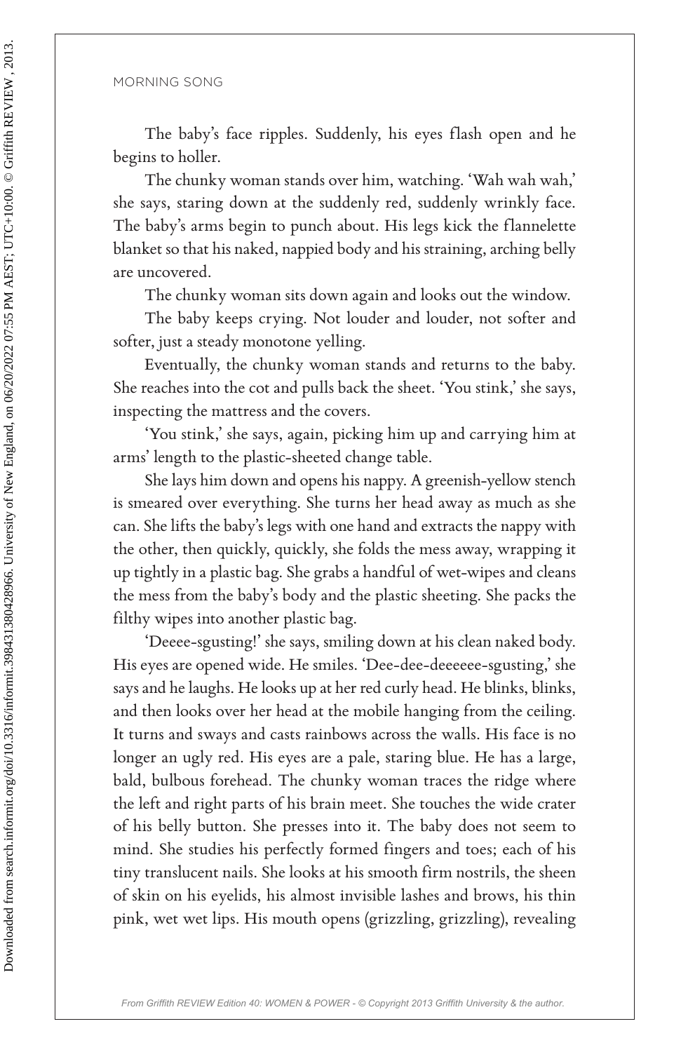The baby's face ripples. Suddenly, his eyes flash open and he begins to holler.

The chunky woman stands over him, watching. 'Wah wah wah,' she says, staring down at the suddenly red, suddenly wrinkly face. The baby's arms begin to punch about. His legs kick the flannelette blanket so that his naked, nappied body and his straining, arching belly are uncovered.

The chunky woman sits down again and looks out the window.

The baby keeps crying. Not louder and louder, not softer and softer, just a steady monotone yelling.

Eventually, the chunky woman stands and returns to the baby. She reaches into the cot and pulls back the sheet. 'You stink,' she says, inspecting the mattress and the covers.

'You stink,' she says, again, picking him up and carrying him at arms' length to the plastic-sheeted change table.

She lays him down and opens his nappy. A greenish-yellow stench is smeared over everything. She turns her head away as much as she can. She lifts the baby's legs with one hand and extracts the nappy with the other, then quickly, quickly, she folds the mess away, wrapping it up tightly in a plastic bag. She grabs a handful of wet-wipes and cleans the mess from the baby's body and the plastic sheeting. She packs the filthy wipes into another plastic bag.

'Deeee-sgusting!' she says, smiling down at his clean naked body. His eyes are opened wide. He smiles. 'Dee-dee-deeeeee-sgusting,' she says and he laughs. He looks up at her red curly head. He blinks, blinks, and then looks over her head at the mobile hanging from the ceiling. It turns and sways and casts rainbows across the walls. His face is no longer an ugly red. His eyes are a pale, staring blue. He has a large, bald, bulbous forehead. The chunky woman traces the ridge where the left and right parts of his brain meet. She touches the wide crater of his belly button. She presses into it. The baby does not seem to mind. She studies his perfectly formed fingers and toes; each of his tiny translucent nails. She looks at his smooth firm nostrils, the sheen of skin on his eyelids, his almost invisible lashes and brows, his thin pink, wet wet lips. His mouth opens (grizzling, grizzling), revealing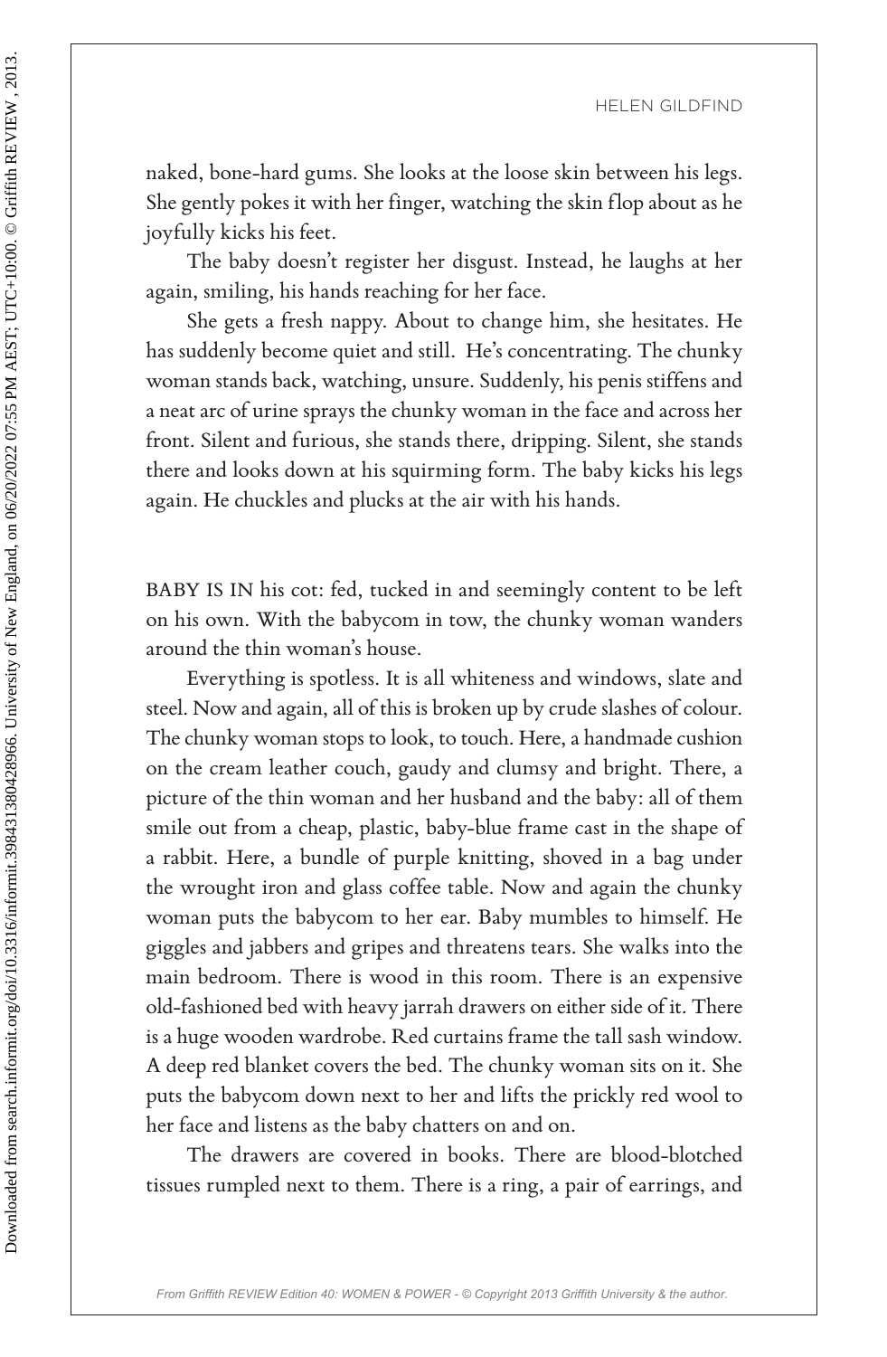naked, bone-hard gums. She looks at the loose skin between his legs. She gently pokes it with her finger, watching the skin flop about as he joyfully kicks his feet.

The baby doesn't register her disgust. Instead, he laughs at her again, smiling, his hands reaching for her face.

She gets a fresh nappy. About to change him, she hesitates. He has suddenly become quiet and still. He's concentrating. The chunky woman stands back, watching, unsure. Suddenly, his penis stiffens and a neat arc of urine sprays the chunky woman in the face and across her front. Silent and furious, she stands there, dripping. Silent, she stands there and looks down at his squirming form. The baby kicks his legs again. He chuckles and plucks at the air with his hands.

BABY IS IN his cot: fed, tucked in and seemingly content to be left on his own. With the babycom in tow, the chunky woman wanders around the thin woman's house.

Everything is spotless. It is all whiteness and windows, slate and steel. Now and again, all of this is broken up by crude slashes of colour. The chunky woman stops to look, to touch. Here, a handmade cushion on the cream leather couch, gaudy and clumsy and bright. There, a picture of the thin woman and her husband and the baby: all of them smile out from a cheap, plastic, baby-blue frame cast in the shape of a rabbit. Here, a bundle of purple knitting, shoved in a bag under the wrought iron and glass coffee table. Now and again the chunky woman puts the babycom to her ear. Baby mumbles to himself. He giggles and jabbers and gripes and threatens tears. She walks into the main bedroom. There is wood in this room. There is an expensive old-fashioned bed with heavy jarrah drawers on either side of it. There is a huge wooden wardrobe. Red curtains frame the tall sash window. A deep red blanket covers the bed. The chunky woman sits on it. She puts the babycom down next to her and lifts the prickly red wool to her face and listens as the baby chatters on and on.

The drawers are covered in books. There are blood-blotched tissues rumpled next to them. There is a ring, a pair of earrings, and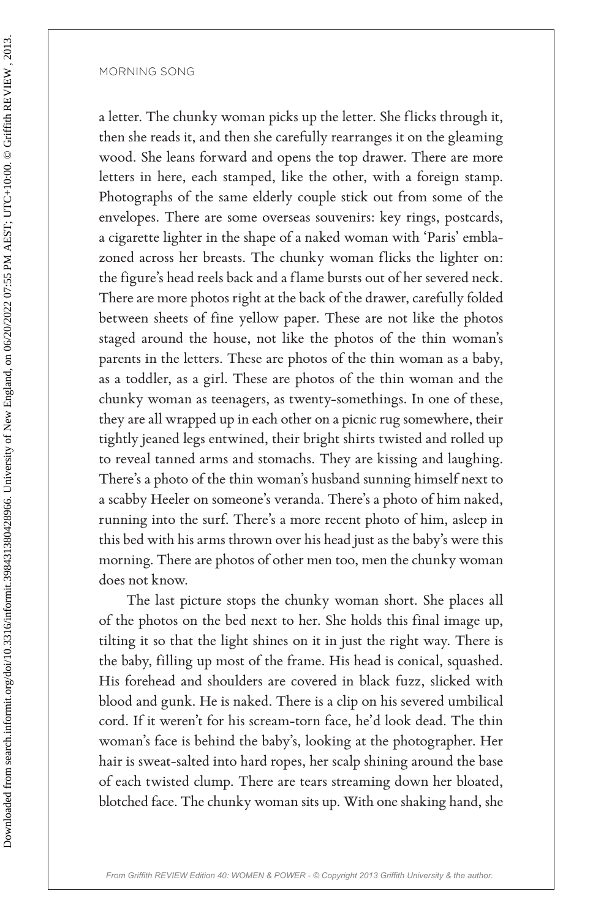a letter. The chunky woman picks up the letter. She flicks through it, then she reads it, and then she carefully rearranges it on the gleaming wood. She leans forward and opens the top drawer. There are more letters in here, each stamped, like the other, with a foreign stamp. Photographs of the same elderly couple stick out from some of the envelopes. There are some overseas souvenirs: key rings, postcards, a cigarette lighter in the shape of a naked woman with 'Paris' emblazoned across her breasts. The chunky woman flicks the lighter on: the figure's head reels back and a flame bursts out of her severed neck. There are more photos right at the back of the drawer, carefully folded between sheets of fine yellow paper. These are not like the photos staged around the house, not like the photos of the thin woman's parents in the letters. These are photos of the thin woman as a baby, as a toddler, as a girl. These are photos of the thin woman and the chunky woman as teenagers, as twenty-somethings. In one of these, they are all wrapped up in each other on a picnic rug somewhere, their tightly jeaned legs entwined, their bright shirts twisted and rolled up to reveal tanned arms and stomachs. They are kissing and laughing. There's a photo of the thin woman's husband sunning himself next to a scabby Heeler on someone's veranda. There's a photo of him naked, running into the surf. There's a more recent photo of him, asleep in this bed with his arms thrown over his head just as the baby's were this morning. There are photos of other men too, men the chunky woman does not know.

The last picture stops the chunky woman short. She places all of the photos on the bed next to her. She holds this final image up, tilting it so that the light shines on it in just the right way. There is the baby, filling up most of the frame. His head is conical, squashed. His forehead and shoulders are covered in black fuzz, slicked with blood and gunk. He is naked. There is a clip on his severed umbilical cord. If it weren't for his scream-torn face, he'd look dead. The thin woman's face is behind the baby's, looking at the photographer. Her hair is sweat-salted into hard ropes, her scalp shining around the base of each twisted clump. There are tears streaming down her bloated, blotched face. The chunky woman sits up. With one shaking hand, she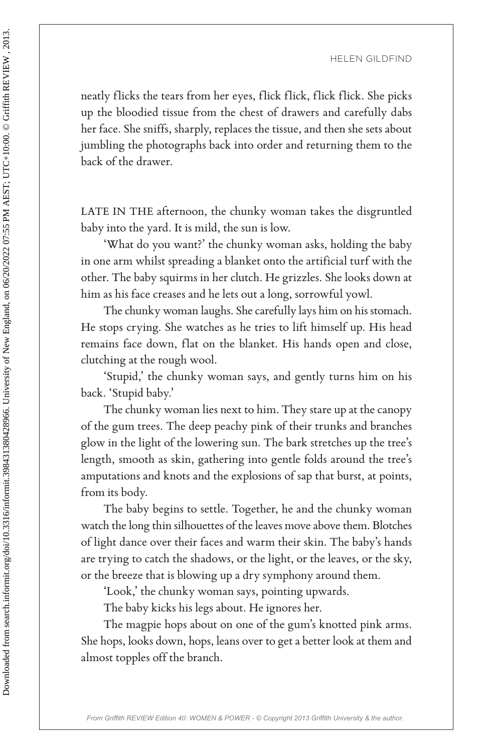neatly flicks the tears from her eyes, flick flick, flick flick. She picks up the bloodied tissue from the chest of drawers and carefully dabs her face. She sniffs, sharply, replaces the tissue, and then she sets about jumbling the photographs back into order and returning them to the back of the drawer.

LATE IN THE afternoon, the chunky woman takes the disgruntled baby into the yard. It is mild, the sun is low.

'What do you want?' the chunky woman asks, holding the baby in one arm whilst spreading a blanket onto the artificial turf with the other. The baby squirms in her clutch. He grizzles. She looks down at him as his face creases and he lets out a long, sorrowful yowl.

The chunky woman laughs. She carefully lays him on his stomach. He stops crying. She watches as he tries to lift himself up. His head remains face down, flat on the blanket. His hands open and close, clutching at the rough wool.

'Stupid,' the chunky woman says, and gently turns him on his back. 'Stupid baby.'

The chunky woman lies next to him. They stare up at the canopy of the gum trees. The deep peachy pink of their trunks and branches glow in the light of the lowering sun. The bark stretches up the tree's length, smooth as skin, gathering into gentle folds around the tree's amputations and knots and the explosions of sap that burst, at points, from its body.

The baby begins to settle. Together, he and the chunky woman watch the long thin silhouettes of the leaves move above them. Blotches of light dance over their faces and warm their skin. The baby's hands are trying to catch the shadows, or the light, or the leaves, or the sky, or the breeze that is blowing up a dry symphony around them.

'Look,' the chunky woman says, pointing upwards.

The baby kicks his legs about. He ignores her.

The magpie hops about on one of the gum's knotted pink arms. She hops, looks down, hops, leans over to get a better look at them and almost topples off the branch.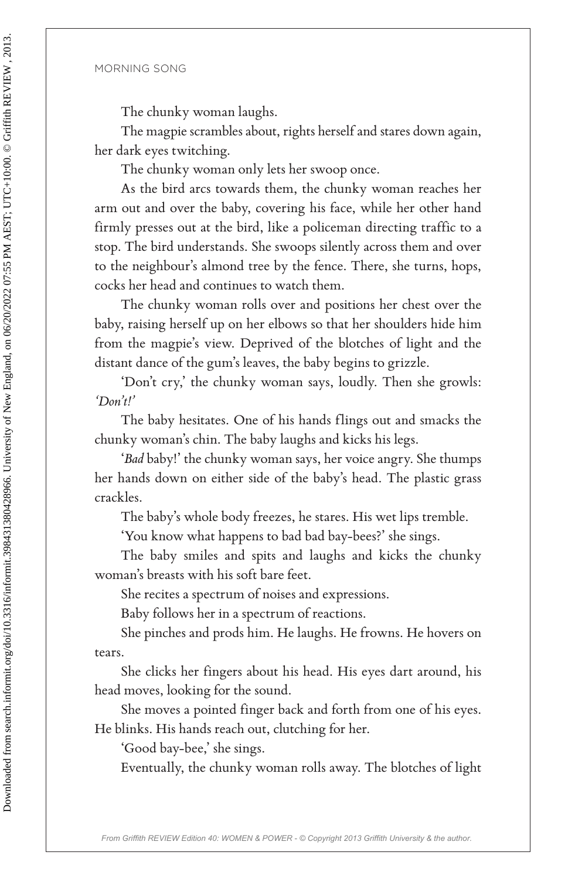The chunky woman laughs.

The magpie scrambles about, rights herself and stares down again, her dark eyes twitching.

The chunky woman only lets her swoop once.

As the bird arcs towards them, the chunky woman reaches her arm out and over the baby, covering his face, while her other hand firmly presses out at the bird, like a policeman directing traffic to a stop. The bird understands. She swoops silently across them and over to the neighbour's almond tree by the fence. There, she turns, hops, cocks her head and continues to watch them.

The chunky woman rolls over and positions her chest over the baby, raising herself up on her elbows so that her shoulders hide him from the magpie's view. Deprived of the blotches of light and the distant dance of the gum's leaves, the baby begins to grizzle.

'Don't cry,' the chunky woman says, loudly. Then she growls: *'Don't!'*

The baby hesitates. One of his hands flings out and smacks the chunky woman's chin. The baby laughs and kicks his legs.

'*Bad* baby!' the chunky woman says, her voice angry. She thumps her hands down on either side of the baby's head. The plastic grass crackles.

The baby's whole body freezes, he stares. His wet lips tremble.

'You know what happens to bad bad bay-bees?' she sings.

The baby smiles and spits and laughs and kicks the chunky woman's breasts with his soft bare feet.

She recites a spectrum of noises and expressions.

Baby follows her in a spectrum of reactions.

She pinches and prods him. He laughs. He frowns. He hovers on tears.

She clicks her fingers about his head. His eyes dart around, his head moves, looking for the sound.

She moves a pointed finger back and forth from one of his eyes. He blinks. His hands reach out, clutching for her.

'Good bay-bee,' she sings.

Eventually, the chunky woman rolls away. The blotches of light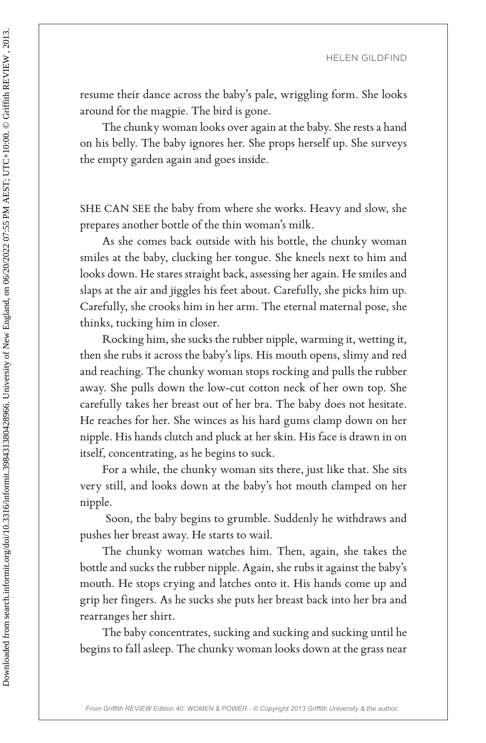resume their dance across the baby's pale, wriggling form. She looks around for the magpie. The bird is gone.

The chunky woman looks over again at the baby. She rests a hand on his belly. The baby ignores her. She props herself up. She surveys the empty garden again and goes inside.

SHE CAN SEE the baby from where she works. Heavy and slow, she prepares another bottle of the thin woman's milk.

As she comes back outside with his bottle, the chunky woman smiles at the baby, clucking her tongue. She kneels next to him and looks down. He stares straight back, assessing her again. He smiles and slaps at the air and jiggles his feet about. Carefully, she picks him up. Carefully, she crooks him in her arm. The eternal maternal pose, she thinks, tucking him in closer.

Rocking him, she sucks the rubber nipple, warming it, wetting it, then she rubs it across the baby's lips. His mouth opens, slimy and red and reaching. The chunky woman stops rocking and pulls the rubber away. She pulls down the low-cut cotton neck of her own top. She carefully takes her breast out of her bra. The baby does not hesitate. He reaches for her. She winces as his hard gums clamp down on her nipple. His hands clutch and pluck at her skin. His face is drawn in on itself, concentrating, as he begins to suck.

For a while, the chunky woman sits there, just like that. She sits very still, and looks down at the baby's hot mouth clamped on her nipple.

Soon, the baby begins to grumble. Suddenly he withdraws and pushes her breast away. He starts to wail.

The chunky woman watches him. Then, again, she takes the bottle and sucks the rubber nipple. Again, she rubs it against the baby's mouth. He stops crying and latches onto it. His hands come up and grip her fingers. As he sucks she puts her breast back into her bra and rearranges her shirt.

The baby concentrates, sucking and sucking and sucking until he begins to fall asleep. The chunky woman looks down at the grass near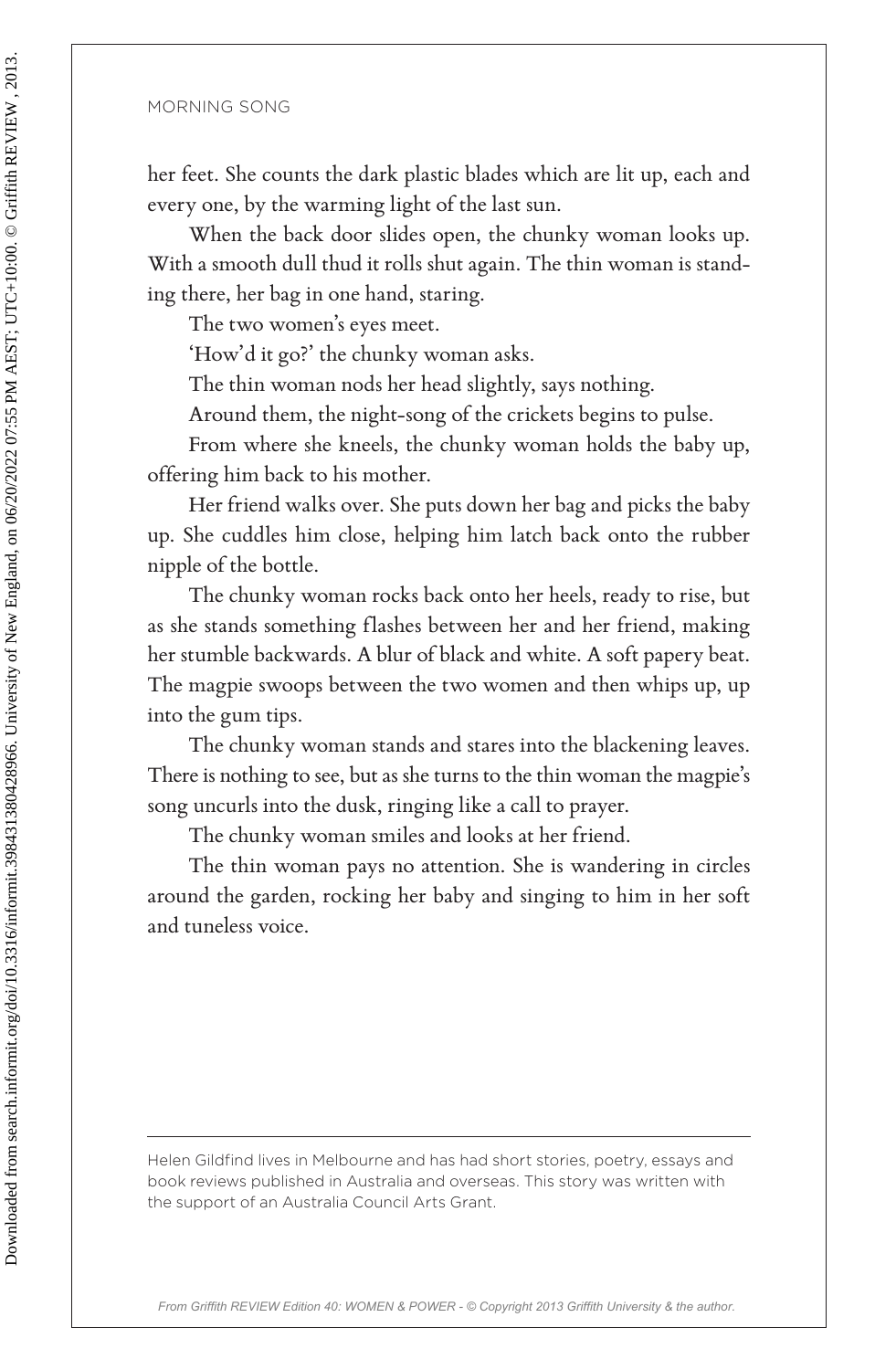her feet. She counts the dark plastic blades which are lit up, each and every one, by the warming light of the last sun.

When the back door slides open, the chunky woman looks up. With a smooth dull thud it rolls shut again. The thin woman is standing there, her bag in one hand, staring.

The two women's eyes meet.

'How'd it go?' the chunky woman asks.

The thin woman nods her head slightly, says nothing.

Around them, the night-song of the crickets begins to pulse.

From where she kneels, the chunky woman holds the baby up, offering him back to his mother.

Her friend walks over. She puts down her bag and picks the baby up. She cuddles him close, helping him latch back onto the rubber nipple of the bottle.

The chunky woman rocks back onto her heels, ready to rise, but as she stands something flashes between her and her friend, making her stumble backwards. A blur of black and white. A soft papery beat. The magpie swoops between the two women and then whips up, up into the gum tips.

The chunky woman stands and stares into the blackening leaves. There is nothing to see, but as she turns to the thin woman the magpie's song uncurls into the dusk, ringing like a call to prayer.

The chunky woman smiles and looks at her friend.

The thin woman pays no attention. She is wandering in circles around the garden, rocking her baby and singing to him in her soft and tuneless voice.

---

Helen Gildfind lives in Melbourne and has had short stories, poetry, essays and book reviews published in Australia and overseas. This story was written with the support of an Australia Council Arts Grant.